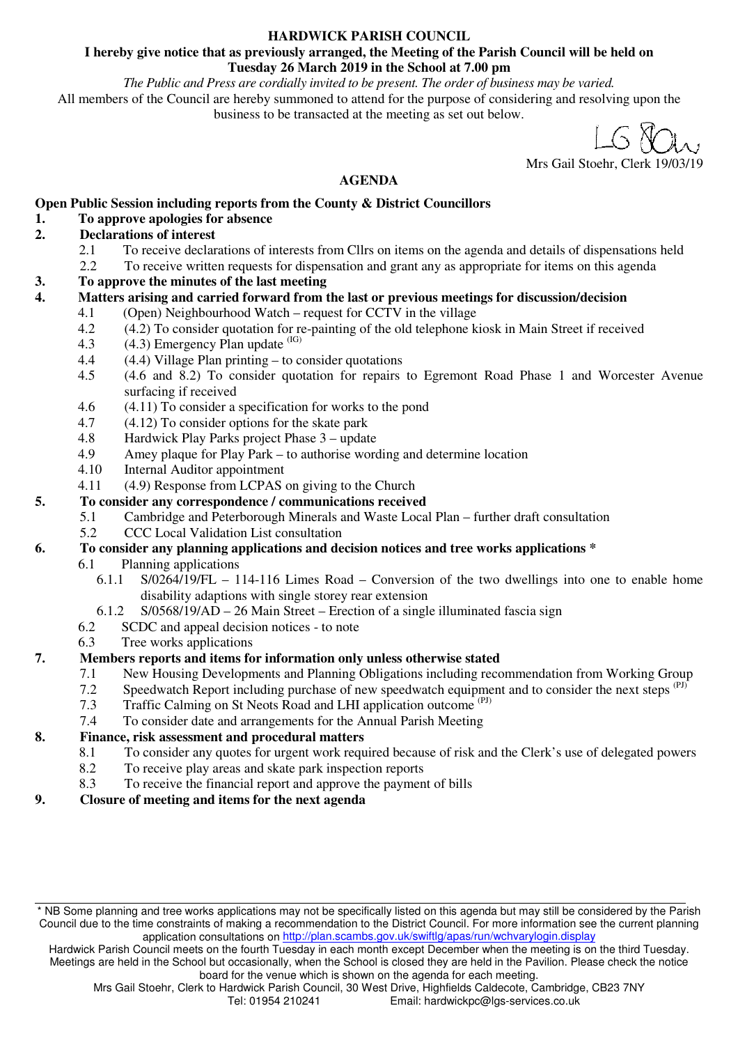**HARDWICK PARISH COUNCIL**

**I hereby give notice that as previously arranged, the Meeting of the Parish Council will be held on Tuesday 26 March 2019 in the School at 7.00 pm**

*The Public and Press are cordially invited to be present. The order of business may be varied.*

All members of the Council are hereby summoned to attend for the purpose of considering and resolving upon the business to be transacted at the meeting as set out below.

Mrs Gail Stoehr, Clerk 19/03/19

## AGENDA

**Open Public Session including reports from the County & District Councillors**

1. **To approve apologies for absence**
2. **Declarations of interest**
   - 2.1 To receive declarations of interests from Cllrs on items on the agenda and details of dispensations held
   - 2.2 To receive written requests for dispensation and grant any as appropriate for items on this agenda
3. **To approve the minutes of the last meeting**
4. **Matters arising and carried forward from the last or previous meetings for discussion/decision**
   - 4.1 (Open) Neighbourhood Watch – request for CCTV in the village
   - 4.2 (4.2) To consider quotation for re-painting of the old telephone kiosk in Main Street if received
   - 4.3 (4.3) Emergency Plan update (IG)
   - 4.4 (4.4) Village Plan printing – to consider quotations
   - 4.5 (4.6 and 8.2) To consider quotation for repairs to Egremont Road Phase 1 and Worcester Avenue surfacing if received
   - 4.6 (4.11) To consider a specification for works to the pond
   - 4.7 (4.12) To consider options for the skate park
   - 4.8 Hardwick Play Parks project Phase 3 – update
   - 4.9 Amey plaque for Play Park – to authorise wording and determine location
   - 4.10 Internal Auditor appointment
   - 4.11 (4.9) Response from LCPAS on giving to the Church
5. **To consider any correspondence / communications received**
   - 5.1 Cambridge and Peterborough Minerals and Waste Local Plan – further draft consultation
   - 5.2 CCC Local Validation List consultation
6. **To consider any planning applications and decision notices and tree works applications \***
   - 6.1 Planning applications
     - 6.1.1 S/0264/19/FL – 114-116 Limes Road – Conversion of the two dwellings into one to enable home disability adaptions with single storey rear extension
     - 6.1.2 S/0568/19/AD – 26 Main Street – Erection of a single illuminated fascia sign
   - 6.2 SCDC and appeal decision notices - to note
   - 6.3 Tree works applications
7. **Members reports and items for information only unless otherwise stated**
   - 7.1 New Housing Developments and Planning Obligations including recommendation from Working Group
   - 7.2 Speedwatch Report including purchase of new speedwatch equipment and to consider the next steps (PJ)
   - 7.3 Traffic Calming on St Neots Road and LHI application outcome (PJ)
   - 7.4 To consider date and arrangements for the Annual Parish Meeting
8. **Finance, risk assessment and procedural matters**
   - 8.1 To consider any quotes for urgent work required because of risk and the Clerk's use of delegated powers
   - 8.2 To receive play areas and skate park inspection reports
   - 8.3 To receive the financial report and approve the payment of bills
9. **Closure of meeting and items for the next agenda**

---

\* NB Some planning and tree works applications may not be specifically listed on this agenda but may still be considered by the Parish Council due to the time constraints of making a recommendation to the District Council. For more information see the current planning application consultations on http://plan.scambs.gov.uk/swiftlg/apas/run/wchvarylogin.display

Hardwick Parish Council meets on the fourth Tuesday in each month except December when the meeting is on the third Tuesday. Meetings are held in the School but occasionally, when the School is closed they are held in the Pavilion. Please check the notice board for the venue which is shown on the agenda for each meeting.

Mrs Gail Stoehr, Clerk to Hardwick Parish Council, 30 West Drive, Highfields Caldecote, Cambridge, CB23 7NY
Tel: 01954 210241 Email: hardwickpc@lgs-services.co.uk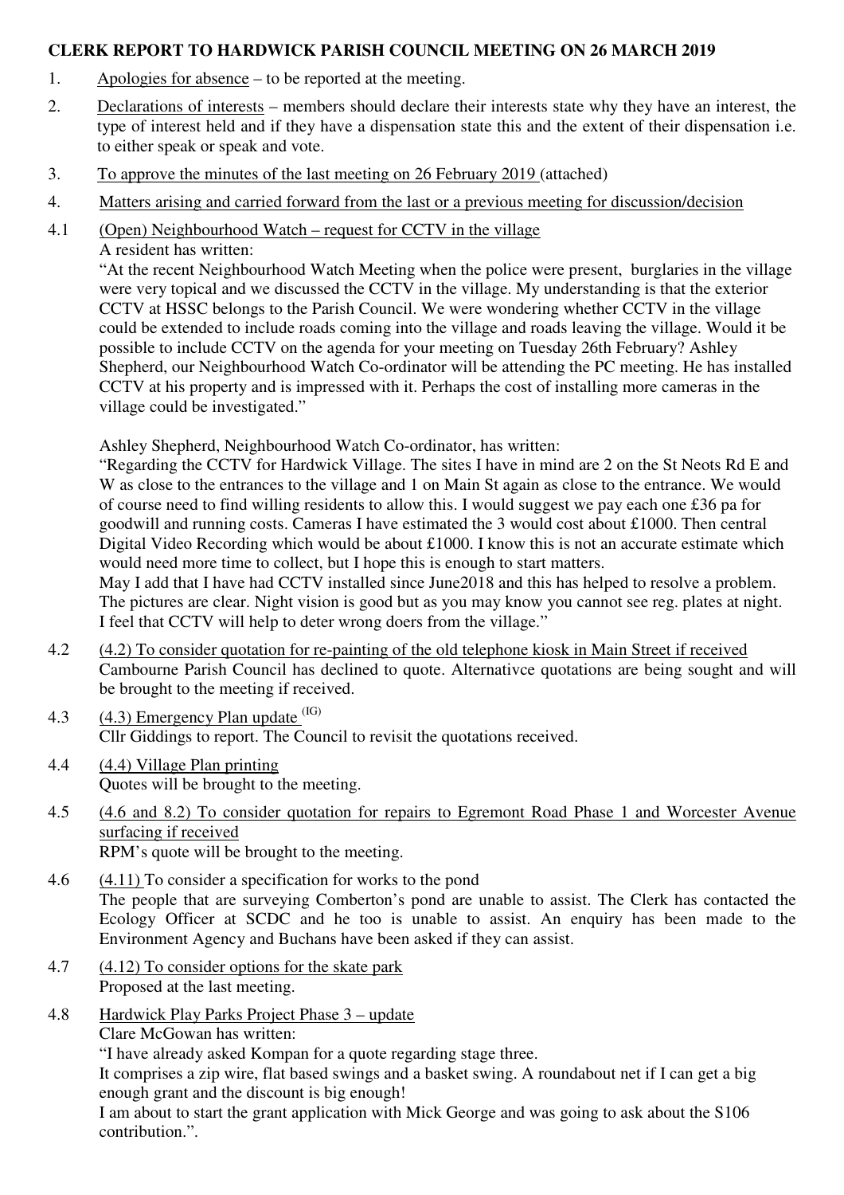**CLERK REPORT TO HARDWICK PARISH COUNCIL MEETING ON 26 MARCH 2019**

1. Apologies for absence – to be reported at the meeting.

2. Declarations of interests – members should declare their interests state why they have an interest, the type of interest held and if they have a dispensation state this and the extent of their dispensation i.e. to either speak or speak and vote.

3. To approve the minutes of the last meeting on 26 February 2019 (attached)

4. Matters arising and carried forward from the last or a previous meeting for discussion/decision

4.1 (Open) Neighbourhood Watch – request for CCTV in the village

A resident has written:

"At the recent Neighbourhood Watch Meeting when the police were present, burglaries in the village were very topical and we discussed the CCTV in the village. My understanding is that the exterior CCTV at HSSC belongs to the Parish Council. We were wondering whether CCTV in the village could be extended to include roads coming into the village and roads leaving the village. Would it be possible to include CCTV on the agenda for your meeting on Tuesday 26th February? Ashley Shepherd, our Neighbourhood Watch Co-ordinator will be attending the PC meeting. He has installed CCTV at his property and is impressed with it. Perhaps the cost of installing more cameras in the village could be investigated."

Ashley Shepherd, Neighbourhood Watch Co-ordinator, has written:

"Regarding the CCTV for Hardwick Village. The sites I have in mind are 2 on the St Neots Rd E and W as close to the entrances to the village and 1 on Main St again as close to the entrance. We would of course need to find willing residents to allow this. I would suggest we pay each one £36 pa for goodwill and running costs. Cameras I have estimated the 3 would cost about £1000. Then central Digital Video Recording which would be about £1000. I know this is not an accurate estimate which would need more time to collect, but I hope this is enough to start matters.

May I add that I have had CCTV installed since June2018 and this has helped to resolve a problem. The pictures are clear. Night vision is good but as you may know you cannot see reg. plates at night. I feel that CCTV will help to deter wrong doers from the village."

4.2 (4.2) To consider quotation for re-painting of the old telephone kiosk in Main Street if received

Cambourne Parish Council has declined to quote. Alternativce quotations are being sought and will be brought to the meeting if received.

4.3 (4.3) Emergency Plan update [(IG)]

Cllr Giddings to report. The Council to revisit the quotations received.

4.4 (4.4) Village Plan printing

Quotes will be brought to the meeting.

4.5 (4.6 and 8.2) To consider quotation for repairs to Egremont Road Phase 1 and Worcester Avenue surfacing if received

RPM's quote will be brought to the meeting.

4.6 (4.11) To consider a specification for works to the pond

The people that are surveying Comberton's pond are unable to assist. The Clerk has contacted the Ecology Officer at SCDC and he too is unable to assist. An enquiry has been made to the Environment Agency and Buchans have been asked if they can assist.

4.7 (4.12) To consider options for the skate park

Proposed at the last meeting.

4.8 Hardwick Play Parks Project Phase 3 – update

Clare McGowan has written:

"I have already asked Kompan for a quote regarding stage three.

It comprises a zip wire, flat based swings and a basket swing. A roundabout net if I can get a big enough grant and the discount is big enough!

I am about to start the grant application with Mick George and was going to ask about the S106 contribution.".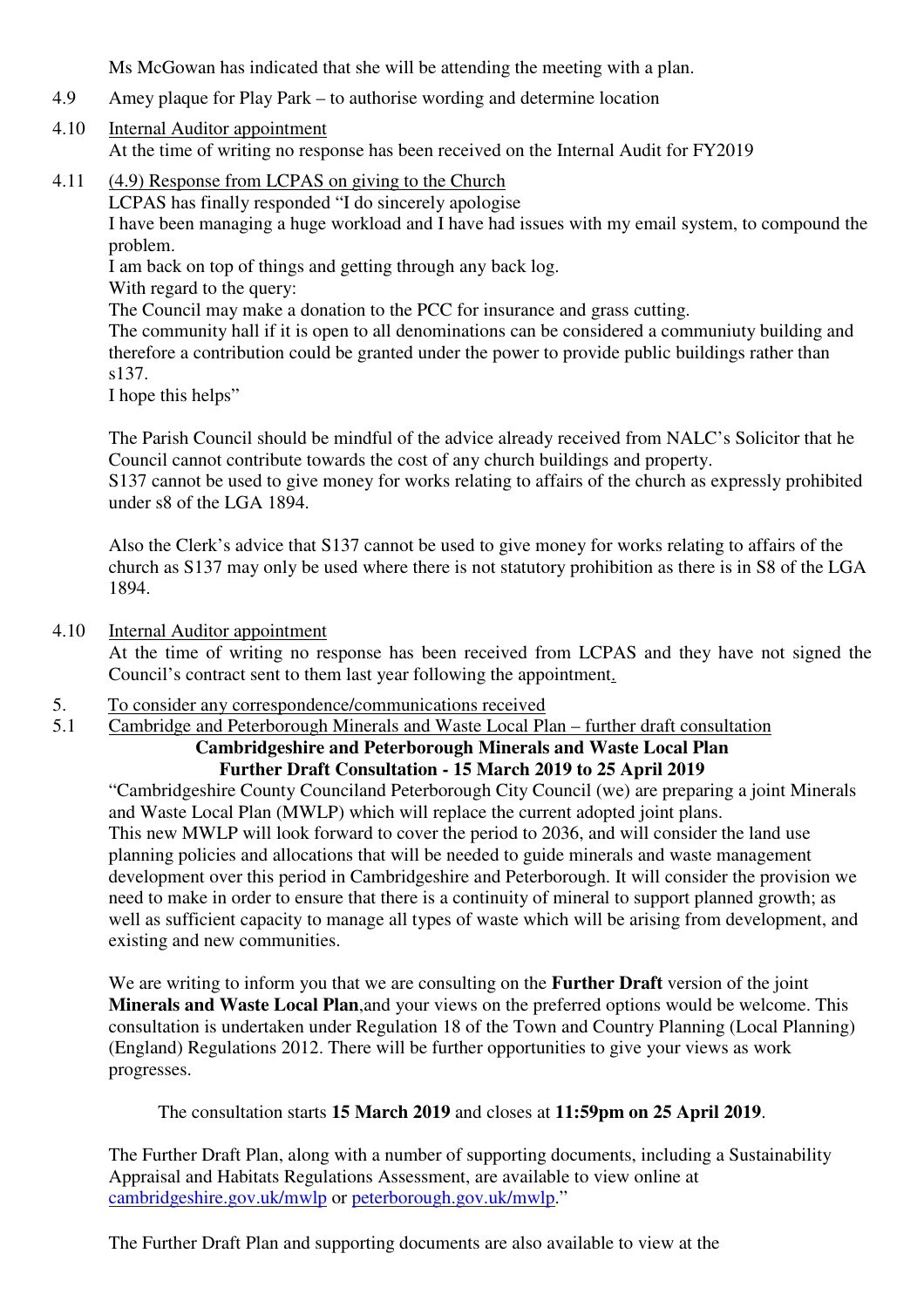Ms McGowan has indicated that she will be attending the meeting with a plan.

4.9 Amey plaque for Play Park – to authorise wording and determine location

4.10 Internal Auditor appointment
At the time of writing no response has been received on the Internal Audit for FY2019

4.11 (4.9) Response from LCPAS on giving to the Church
LCPAS has finally responded "I do sincerely apologise
I have been managing a huge workload and I have had issues with my email system, to compound the problem.
I am back on top of things and getting through any back log.
With regard to the query:
The Council may make a donation to the PCC for insurance and grass cutting.
The community hall if it is open to all denominations can be considered a communiuty building and therefore a contribution could be granted under the power to provide public buildings rather than s137.
I hope this helps"

The Parish Council should be mindful of the advice already received from NALC's Solicitor that he Council cannot contribute towards the cost of any church buildings and property.
S137 cannot be used to give money for works relating to affairs of the church as expressly prohibited under s8 of the LGA 1894.

Also the Clerk's advice that S137 cannot be used to give money for works relating to affairs of the church as S137 may only be used where there is not statutory prohibition as there is in S8 of the LGA 1894.

4.10 Internal Auditor appointment
At the time of writing no response has been received from LCPAS and they have not signed the Council's contract sent to them last year following the appointment.

5. To consider any correspondence/communications received

5.1 Cambridge and Peterborough Minerals and Waste Local Plan – further draft consultation

**Cambridgeshire and Peterborough Minerals and Waste Local Plan**
**Further Draft Consultation - 15 March 2019 to 25 April 2019**

"Cambridgeshire County Counciland Peterborough City Council (we) are preparing a joint Minerals and Waste Local Plan (MWLP) which will replace the current adopted joint plans.
This new MWLP will look forward to cover the period to 2036, and will consider the land use planning policies and allocations that will be needed to guide minerals and waste management development over this period in Cambridgeshire and Peterborough. It will consider the provision we need to make in order to ensure that there is a continuity of mineral to support planned growth; as well as sufficient capacity to manage all types of waste which will be arising from development, and existing and new communities.

We are writing to inform you that we are consulting on the **Further Draft** version of the joint **Minerals and Waste Local Plan**,and your views on the preferred options would be welcome. This consultation is undertaken under Regulation 18 of the Town and Country Planning (Local Planning) (England) Regulations 2012. There will be further opportunities to give your views as work progresses.

The consultation starts **15 March 2019** and closes at **11:59pm on 25 April 2019**.

The Further Draft Plan, along with a number of supporting documents, including a Sustainability Appraisal and Habitats Regulations Assessment, are available to view online at cambridgeshire.gov.uk/mwlp or peterborough.gov.uk/mwlp."

The Further Draft Plan and supporting documents are also available to view at the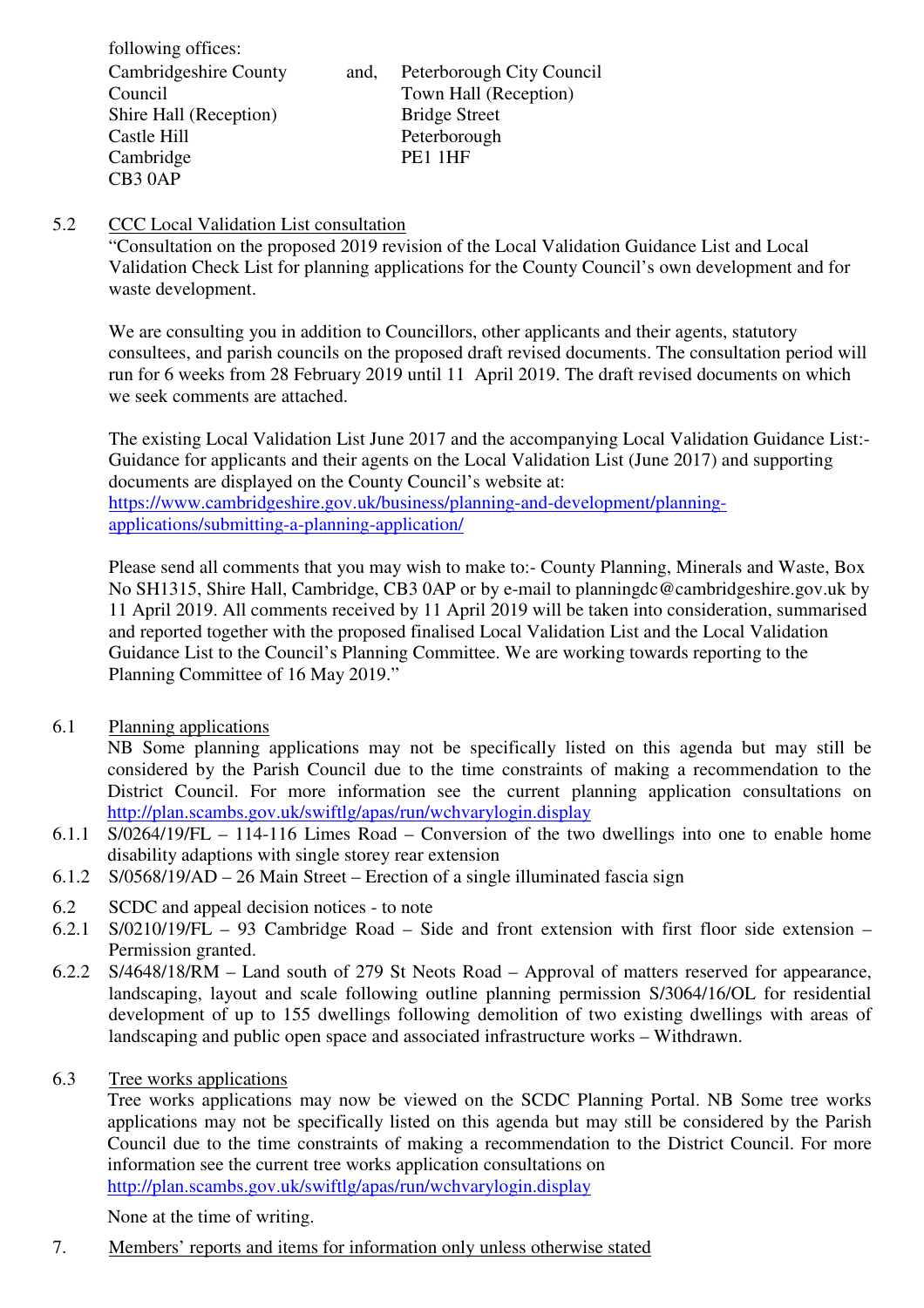following offices:

Cambridgeshire County Council
Shire Hall (Reception)
Castle Hill
Cambridge
CB3 0AP

and,

Peterborough City Council
Town Hall (Reception)
Bridge Street
Peterborough
PE1 1HF

5.2 CCC Local Validation List consultation

"Consultation on the proposed 2019 revision of the Local Validation Guidance List and Local Validation Check List for planning applications for the County Council's own development and for waste development.

We are consulting you in addition to Councillors, other applicants and their agents, statutory consultees, and parish councils on the proposed draft revised documents. The consultation period will run for 6 weeks from 28 February 2019 until 11 April 2019. The draft revised documents on which we seek comments are attached.

The existing Local Validation List June 2017 and the accompanying Local Validation Guidance List:- Guidance for applicants and their agents on the Local Validation List (June 2017) and supporting documents are displayed on the County Council's website at: https://www.cambridgeshire.gov.uk/business/planning-and-development/planning-applications/submitting-a-planning-application/

Please send all comments that you may wish to make to:- County Planning, Minerals and Waste, Box No SH1315, Shire Hall, Cambridge, CB3 0AP or by e-mail to planningdc@cambridgeshire.gov.uk by 11 April 2019. All comments received by 11 April 2019 will be taken into consideration, summarised and reported together with the proposed finalised Local Validation List and the Local Validation Guidance List to the Council's Planning Committee. We are working towards reporting to the Planning Committee of 16 May 2019."

6.1 Planning applications

NB Some planning applications may not be specifically listed on this agenda but may still be considered by the Parish Council due to the time constraints of making a recommendation to the District Council. For more information see the current planning application consultations on http://plan.scambs.gov.uk/swiftlg/apas/run/wchvarylogin.display

6.1.1 S/0264/19/FL – 114-116 Limes Road – Conversion of the two dwellings into one to enable home disability adaptions with single storey rear extension

6.1.2 S/0568/19/AD – 26 Main Street – Erection of a single illuminated fascia sign

6.2 SCDC and appeal decision notices - to note

6.2.1 S/0210/19/FL – 93 Cambridge Road – Side and front extension with first floor side extension – Permission granted.

6.2.2 S/4648/18/RM – Land south of 279 St Neots Road – Approval of matters reserved for appearance, landscaping, layout and scale following outline planning permission S/3064/16/OL for residential development of up to 155 dwellings following demolition of two existing dwellings with areas of landscaping and public open space and associated infrastructure works – Withdrawn.

6.3 Tree works applications

Tree works applications may now be viewed on the SCDC Planning Portal. NB Some tree works applications may not be specifically listed on this agenda but may still be considered by the Parish Council due to the time constraints of making a recommendation to the District Council. For more information see the current tree works application consultations on http://plan.scambs.gov.uk/swiftlg/apas/run/wchvarylogin.display

None at the time of writing.

7. Members' reports and items for information only unless otherwise stated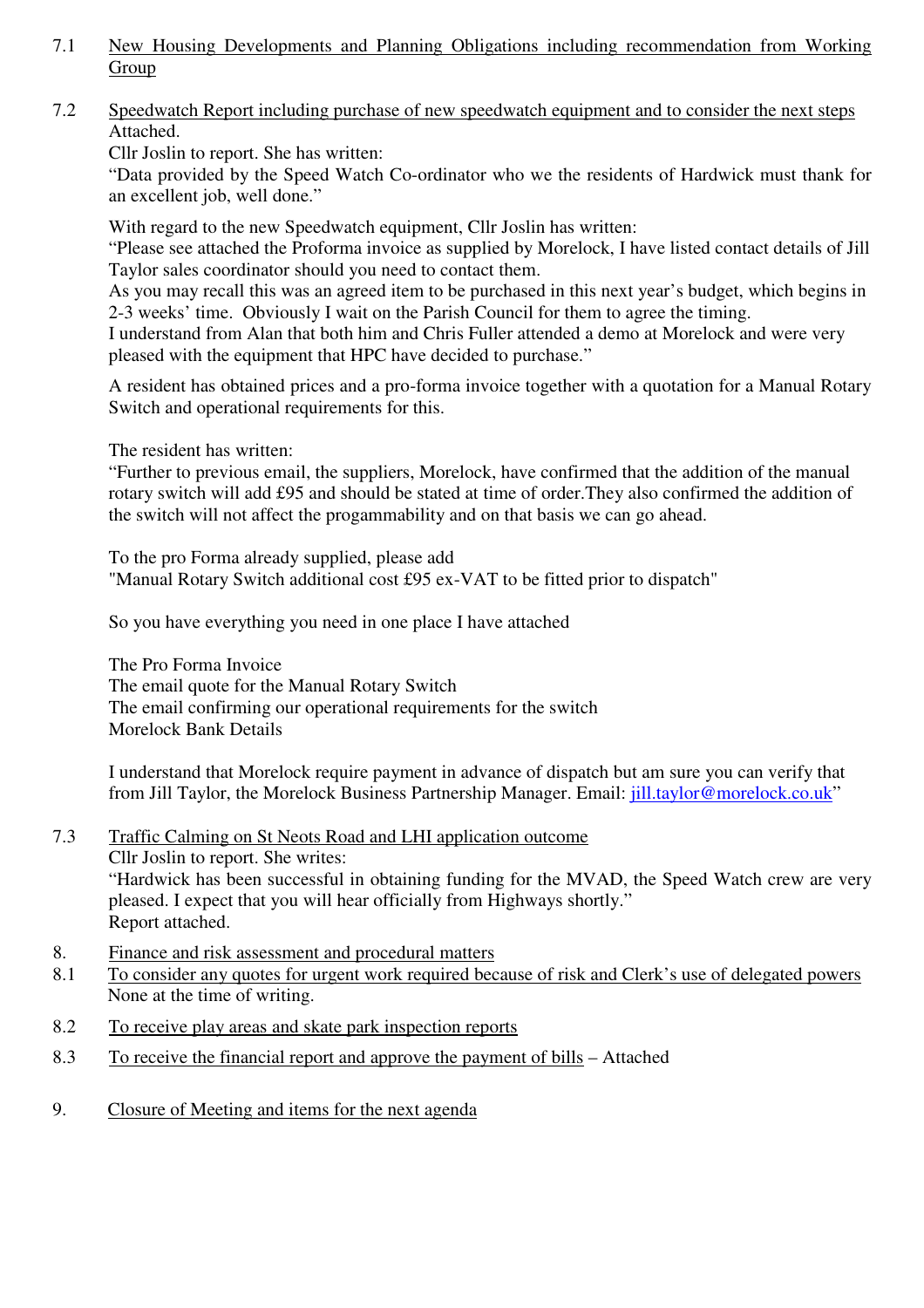7.1 <u>New Housing Developments and Planning Obligations including recommendation from Working Group</u>

7.2 <u>Speedwatch Report including purchase of new speedwatch equipment and to consider the next steps</u>
Attached.
Cllr Joslin to report. She has written:
"Data provided by the Speed Watch Co-ordinator who we the residents of Hardwick must thank for an excellent job, well done."

With regard to the new Speedwatch equipment, Cllr Joslin has written:
"Please see attached the Proforma invoice as supplied by Morelock, I have listed contact details of Jill Taylor sales coordinator should you need to contact them.
As you may recall this was an agreed item to be purchased in this next year's budget, which begins in 2-3 weeks' time. Obviously I wait on the Parish Council for them to agree the timing.
I understand from Alan that both him and Chris Fuller attended a demo at Morelock and were very pleased with the equipment that HPC have decided to purchase."

A resident has obtained prices and a pro-forma invoice together with a quotation for a Manual Rotary Switch and operational requirements for this.

The resident has written:
"Further to previous email, the suppliers, Morelock, have confirmed that the addition of the manual rotary switch will add £95 and should be stated at time of order.They also confirmed the addition of the switch will not affect the progammability and on that basis we can go ahead.

To the pro Forma already supplied, please add
"Manual Rotary Switch additional cost £95 ex-VAT to be fitted prior to dispatch"

So you have everything you need in one place I have attached

The Pro Forma Invoice
The email quote for the Manual Rotary Switch
The email confirming our operational requirements for the switch
Morelock Bank Details

I understand that Morelock require payment in advance of dispatch but am sure you can verify that from Jill Taylor, the Morelock Business Partnership Manager. Email: jill.taylor@morelock.co.uk"

7.3 <u>Traffic Calming on St Neots Road and LHI application outcome</u>
Cllr Joslin to report. She writes:
"Hardwick has been successful in obtaining funding for the MVAD, the Speed Watch crew are very pleased. I expect that you will hear officially from Highways shortly."
Report attached.

8. <u>Finance and risk assessment and procedural matters</u>

8.1 <u>To consider any quotes for urgent work required because of risk and Clerk's use of delegated powers</u>
None at the time of writing.

8.2 <u>To receive play areas and skate park inspection reports</u>

8.3 <u>To receive the financial report and approve the payment of bills</u> – Attached

9. <u>Closure of Meeting and items for the next agenda</u>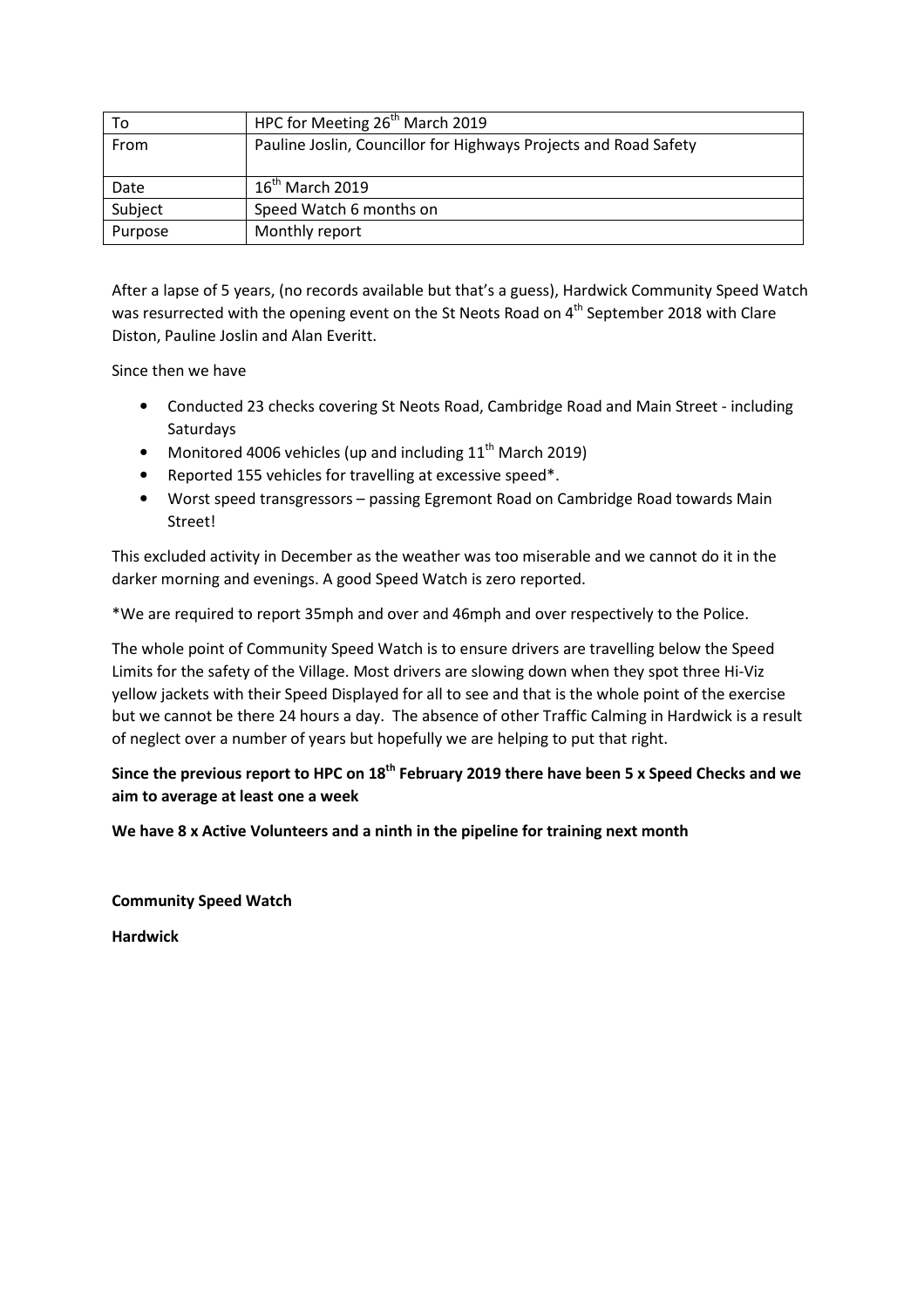| To | HPC for Meeting 26th March 2019 |
|---|---|
| From | Pauline Joslin, Councillor for Highways Projects and Road Safety |
| Date | 16th March 2019 |
| Subject | Speed Watch 6 months on |
| Purpose | Monthly report |

After a lapse of 5 years, (no records available but that's a guess), Hardwick Community Speed Watch was resurrected with the opening event on the St Neots Road on 4th September 2018 with Clare Diston, Pauline Joslin and Alan Everitt.

Since then we have

- Conducted 23 checks covering St Neots Road, Cambridge Road and Main Street - including Saturdays
- Monitored 4006 vehicles (up and including 11th March 2019)
- Reported 155 vehicles for travelling at excessive speed*.
- Worst speed transgressors – passing Egremont Road on Cambridge Road towards Main Street!

This excluded activity in December as the weather was too miserable and we cannot do it in the darker morning and evenings. A good Speed Watch is zero reported.

*We are required to report 35mph and over and 46mph and over respectively to the Police.

The whole point of Community Speed Watch is to ensure drivers are travelling below the Speed Limits for the safety of the Village. Most drivers are slowing down when they spot three Hi-Viz yellow jackets with their Speed Displayed for all to see and that is the whole point of the exercise but we cannot be there 24 hours a day. The absence of other Traffic Calming in Hardwick is a result of neglect over a number of years but hopefully we are helping to put that right.

**Since the previous report to HPC on 18th February 2019 there have been 5 x Speed Checks and we aim to average at least one a week**

**We have 8 x Active Volunteers and a ninth in the pipeline for training next month**

**Community Speed Watch**

**Hardwick**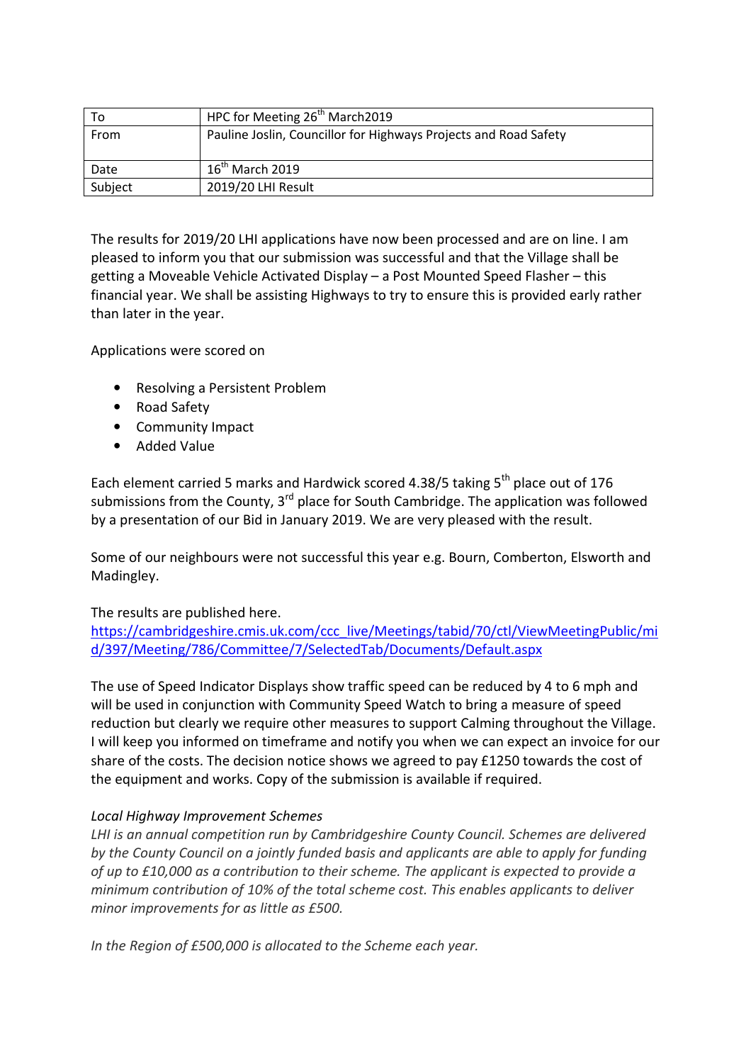| To | HPC for Meeting 26th March2019 |
|---|---|
| From | Pauline Joslin, Councillor for Highways Projects and Road Safety |
| Date | 16th March 2019 |
| Subject | 2019/20 LHI Result |

The results for 2019/20 LHI applications have now been processed and are on line. I am pleased to inform you that our submission was successful and that the Village shall be getting a Moveable Vehicle Activated Display – a Post Mounted Speed Flasher – this financial year. We shall be assisting Highways to try to ensure this is provided early rather than later in the year.

Applications were scored on

- Resolving a Persistent Problem
- Road Safety
- Community Impact
- Added Value

Each element carried 5 marks and Hardwick scored 4.38/5 taking 5th place out of 176 submissions from the County, 3rd place for South Cambridge. The application was followed by a presentation of our Bid in January 2019. We are very pleased with the result.

Some of our neighbours were not successful this year e.g. Bourn, Comberton, Elsworth and Madingley.

The results are published here.
https://cambridgeshire.cmis.uk.com/ccc_live/Meetings/tabid/70/ctl/ViewMeetingPublic/mid/397/Meeting/786/Committee/7/SelectedTab/Documents/Default.aspx

The use of Speed Indicator Displays show traffic speed can be reduced by 4 to 6 mph and will be used in conjunction with Community Speed Watch to bring a measure of speed reduction but clearly we require other measures to support Calming throughout the Village. I will keep you informed on timeframe and notify you when we can expect an invoice for our share of the costs. The decision notice shows we agreed to pay £1250 towards the cost of the equipment and works. Copy of the submission is available if required.

*Local Highway Improvement Schemes*

*LHI is an annual competition run by Cambridgeshire County Council. Schemes are delivered by the County Council on a jointly funded basis and applicants are able to apply for funding of up to £10,000 as a contribution to their scheme. The applicant is expected to provide a minimum contribution of 10% of the total scheme cost. This enables applicants to deliver minor improvements for as little as £500.*

*In the Region of £500,000 is allocated to the Scheme each year.*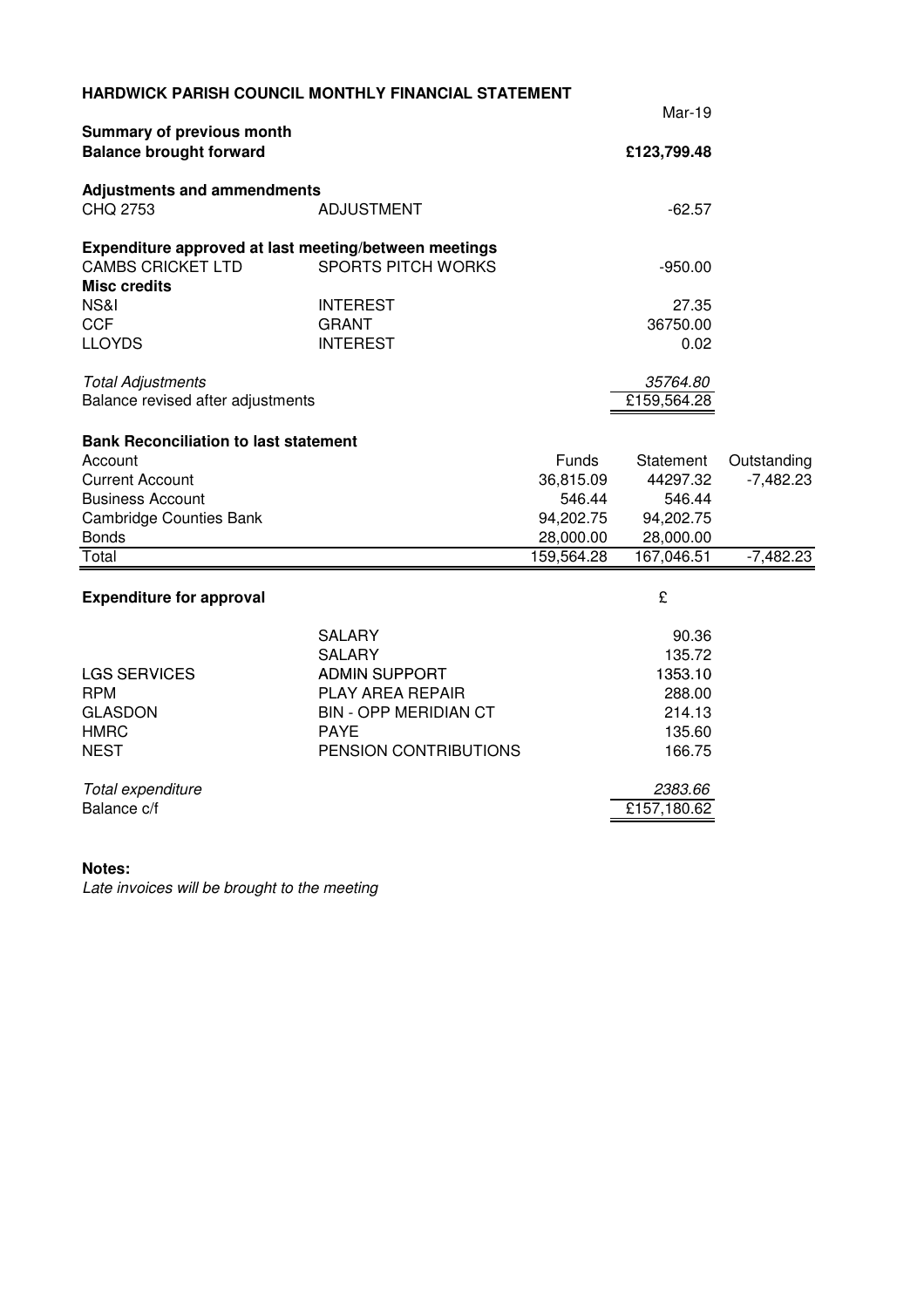**HARDWICK PARISH COUNCIL MONTHLY FINANCIAL STATEMENT**

Mar-19

**Summary of previous month**

| | | |
|---|---|---|
| **Balance brought forward** | | **£123,799.48** |
| **Adjustments and ammendments** | | |
| CHQ 2753 | ADJUSTMENT | -62.57 |
| **Expenditure approved at last meeting/between meetings** | | |
| CAMBS CRICKET LTD | SPORTS PITCH WORKS | -950.00 |
| **Misc credits** | | |
| NS&I | INTEREST | 27.35 |
| CCF | GRANT | 36750.00 |
| LLOYDS | INTEREST | 0.02 |
| *Total Adjustments* | | *35764.80* |
| Balance revised after adjustments | | £159,564.28 |

**Bank Reconciliation to last statement**

| Account | Funds | Statement | Outstanding |
|---|---|---|---|
| Current Account | 36,815.09 | 44297.32 | -7,482.23 |
| Business Account | 546.44 | 546.44 | |
| Cambridge Counties Bank | 94,202.75 | 94,202.75 | |
| Bonds | 28,000.00 | 28,000.00 | |
| Total | 159,564.28 | 167,046.51 | -7,482.23 |

**Expenditure for approval**

| | | £ |
|---|---|---|
| | SALARY | 90.36 |
| | SALARY | 135.72 |
| LGS SERVICES | ADMIN SUPPORT | 1353.10 |
| RPM | PLAY AREA REPAIR | 288.00 |
| GLASDON | BIN - OPP MERIDIAN CT | 214.13 |
| HMRC | PAYE | 135.60 |
| NEST | PENSION CONTRIBUTIONS | 166.75 |
| *Total expenditure* | | *2383.66* |
| Balance c/f | | £157,180.62 |

**Notes:**

*Late invoices will be brought to the meeting*